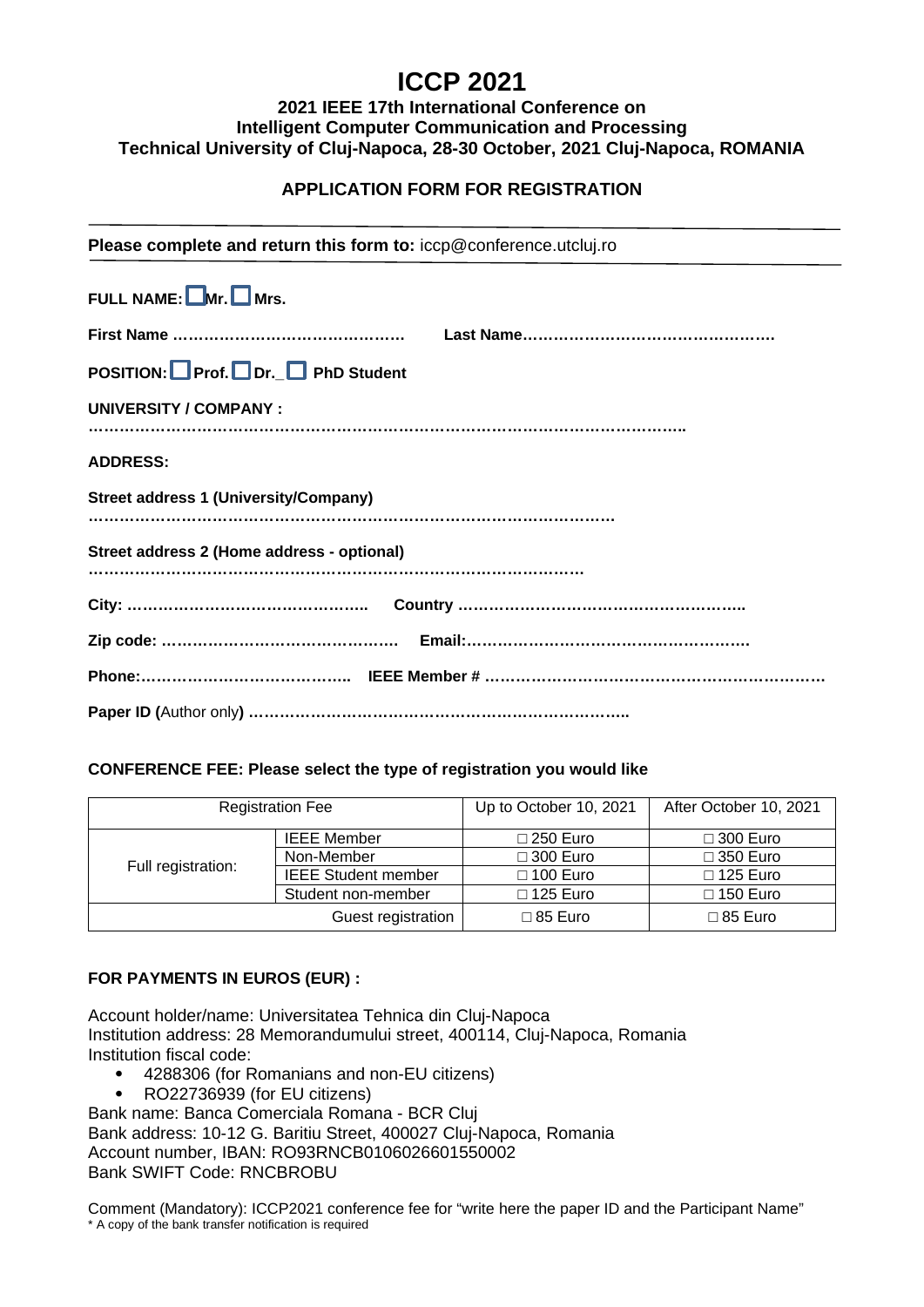# ICCP 2021

## 2021 IEEE 17th International Conference on Intelligent Computer Communication and Processing

## Technical University of Cluj-Napoca, 28-30 October, 2021 Cluj-Napoca, ROMANIA

### APPLICATION FORM FOR REGISTRATION

---

**Please complete and return this form to:** iccp@conference.utcluj.ro

---

**FULL NAME:** ☐ **Mr.** ☐ **Mrs.**

**First Name ………………………………………** **Last Name…………………………………………**

**POSITION:** ☐ **Prof.** ☐ **Dr.**_ ☐ **PhD Student**

**UNIVERSITY / COMPANY :**

**…………………………………………………………………………………………………..**

**ADDRESS:**

**Street address 1 (University/Company)**

**…………………………………………………………………………………….**

**Street address 2 (Home address - optional)**

**……………………………………………………………………………………**

**City: ………………………………………..** **Country ………………………………………………..**

**Zip code: ………………………………………** **Email:………………………………………………**

**Phone:…………………………………..** **IEEE Member # …………………………………………………………**

**Paper ID (**Author only**) ………………………………………………………………..**

**CONFERENCE FEE: Please select the type of registration you would like**

| Registration Fee | | Up to October 10, 2021 | After October 10, 2021 |
|---|---|---|---|
| Full registration: | IEEE Member | ☐ 250 Euro | ☐ 300 Euro |
| | Non-Member | ☐ 300 Euro | ☐ 350 Euro |
| | IEEE Student member | ☐ 100 Euro | ☐ 125 Euro |
| | Student non-member | ☐ 125 Euro | ☐ 150 Euro |
| | Guest registration | ☐ 85 Euro | ☐ 85 Euro |

**FOR PAYMENTS IN EUROS (EUR) :**

Account holder/name: Universitatea Tehnica din Cluj-Napoca
Institution address: 28 Memorandumului street, 400114, Cluj-Napoca, Romania
Institution fiscal code:

- 4288306 (for Romanians and non-EU citizens)
- RO22736939 (for EU citizens)

Bank name: Banca Comerciala Romana - BCR Cluj
Bank address: 10-12 G. Baritiu Street, 400027 Cluj-Napoca, Romania
Account number, IBAN: RO93RNCB0106026601550002
Bank SWIFT Code: RNCBROBU

Comment (Mandatory): ICCP2021 conference fee for "write here the paper ID and the Participant Name"
* A copy of the bank transfer notification is required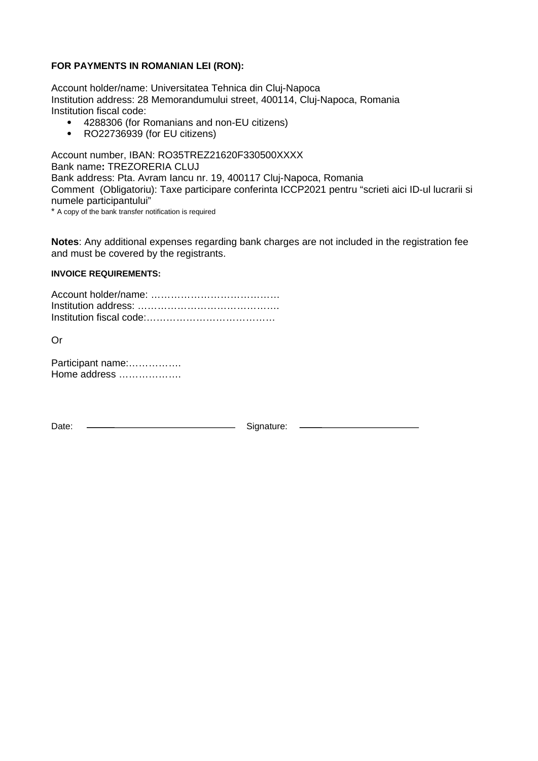**FOR PAYMENTS IN ROMANIAN LEI (RON):**

Account holder/name: Universitatea Tehnica din Cluj-Napoca
Institution address: 28 Memorandumului street, 400114, Cluj-Napoca, Romania
Institution fiscal code:

- 4288306 (for Romanians and non-EU citizens)
- RO22736939 (for EU citizens)

Account number, IBAN: RO35TREZ21620F330500XXXX
Bank name**:** TREZORERIA CLUJ
Bank address: Pta. Avram Iancu nr. 19, 400117 Cluj-Napoca, Romania
Comment (Obligatoriu): Taxe participare conferinta ICCP2021 pentru “scrieti aici ID-ul lucrarii si numele participantului”
* A copy of the bank transfer notification is required

**Notes**: Any additional expenses regarding bank charges are not included in the registration fee and must be covered by the registrants.

**INVOICE REQUIREMENTS:**

Account holder/name: ……………………………….
Institution address: …………………………………….
Institution fiscal code:…………………………………

Or

Participant name:…………….
Home address ……………….

Date: ______________________ Signature: ______________________